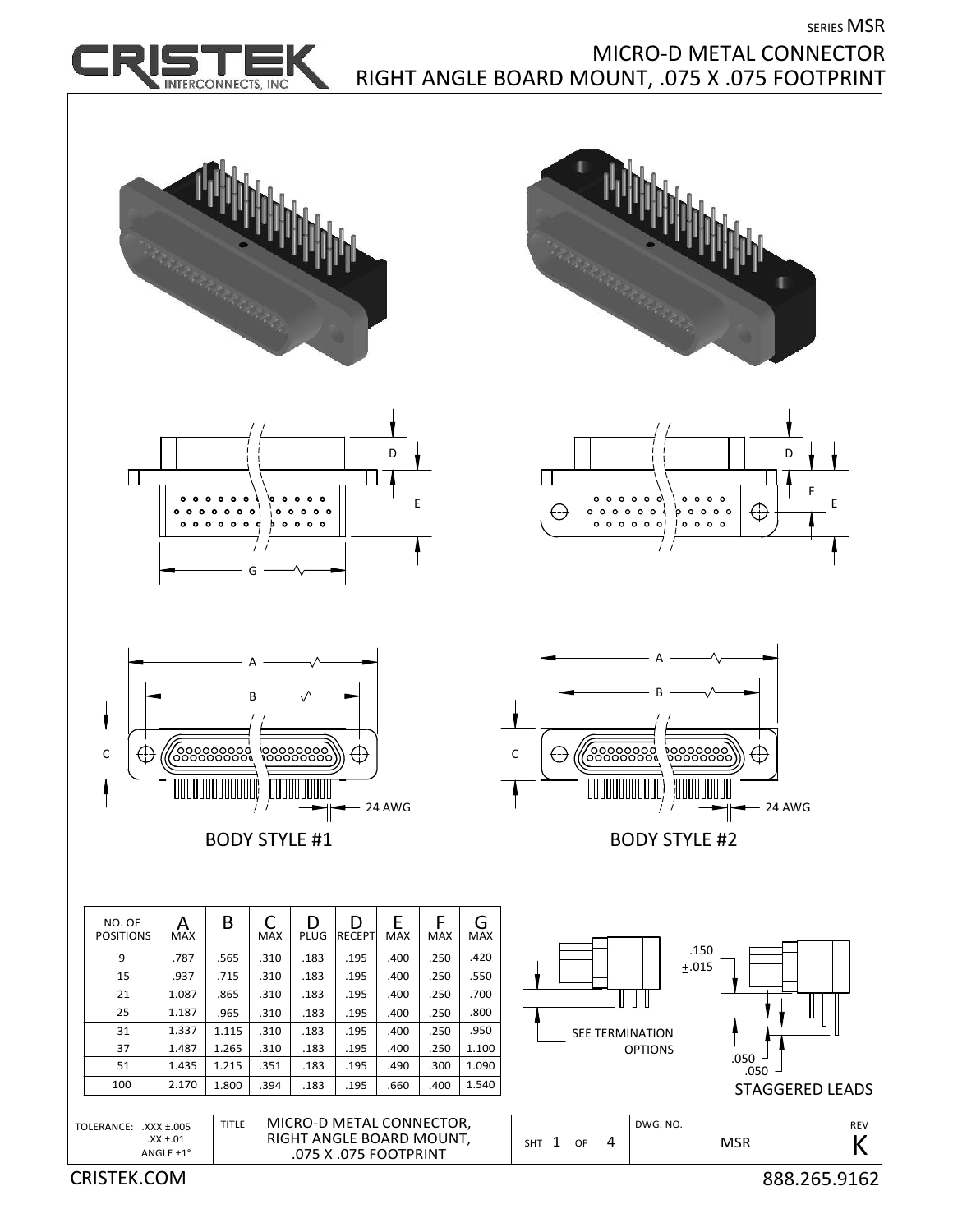SERIES MSR

# MICRO-D METAL CONNECTOR
## RIGHT ANGLE BOARD MOUNT, .075 X .075 FOOTPRINT

D

E

G

D

F

E

A

B

C

24 AWG

BODY STYLE #1

A

B

C

24 AWG

BODY STYLE #2

| NO. OF POSITIONS | A MAX | B | C MAX | D PLUG | D RECEPT | E MAX | F MAX | G MAX |
|---|---|---|---|---|---|---|---|---|
| 9 | .787 | .565 | .310 | .183 | .195 | .400 | .250 | .420 |
| 15 | .937 | .715 | .310 | .183 | .195 | .400 | .250 | .550 |
| 21 | 1.087 | .865 | .310 | .183 | .195 | .400 | .250 | .700 |
| 25 | 1.187 | .965 | .310 | .183 | .195 | .400 | .250 | .800 |
| 31 | 1.337 | 1.115 | .310 | .183 | .195 | .400 | .250 | .950 |
| 37 | 1.487 | 1.265 | .310 | .183 | .195 | .400 | .250 | 1.100 |
| 51 | 1.435 | 1.215 | .351 | .183 | .195 | .490 | .300 | 1.090 |
| 100 | 2.170 | 1.800 | .394 | .183 | .195 | .660 | .400 | 1.540 |

SEE TERMINATION OPTIONS

.150 ±.015

.050

.050

STAGGERED LEADS

| TOLERANCE: .XXX ±.005, .XX ±.01, ANGLE ±1° | TITLE: MICRO-D METAL CONNECTOR, RIGHT ANGLE BOARD MOUNT, .075 X .075 FOOTPRINT | SHT 1 OF 4 | DWG. NO. MSR | REV K |
|---|---|---|---|---|

CRISTEK.COM

888.265.9162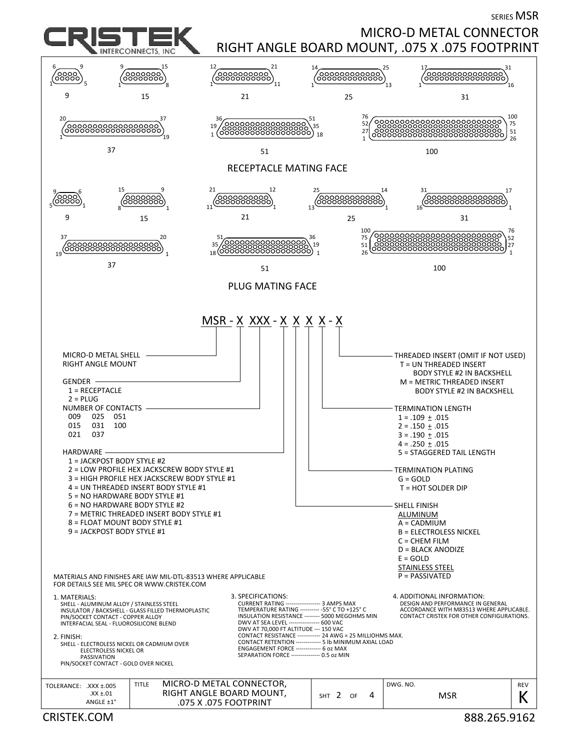SERIES MSR

# MICRO-D METAL CONNECTOR
## RIGHT ANGLE BOARD MOUNT, .075 X .075 FOOTPRINT

CRISTEK INTERCONNECTS, INC

### RECEPTACLE MATING FACE

9, 15, 21, 25, 31, 37, 51, 100

### PLUG MATING FACE

9, 15, 21, 25, 31, 37, 51, 100

## MSR - X XXX - X X X X - X

**MICRO-D METAL SHELL RIGHT ANGLE MOUNT**

**GENDER**
- 1 = RECEPTACLE
- 2 = PLUG

**NUMBER OF CONTACTS**
- 009 025 051
- 015 031 100
- 021 037

**HARDWARE**
- 1 = JACKPOST BODY STYLE #2
- 2 = LOW PROFILE HEX JACKSCREW BODY STYLE #1
- 3 = HIGH PROFILE HEX JACKSCREW BODY STYLE #1
- 4 = UN THREADED INSERT BODY STYLE #1
- 5 = NO HARDWARE BODY STYLE #1
- 6 = NO HARDWARE BODY STYLE #2
- 7 = METRIC THREADED INSERT BODY STYLE #1
- 8 = FLOAT MOUNT BODY STYLE #1
- 9 = JACKPOST BODY STYLE #1

**THREADED INSERT (OMIT IF NOT USED)**
- T = UN THREADED INSERT BODY STYLE #2 IN BACKSHELL
- M = METRIC THREADED INSERT BODY STYLE #2 IN BACKSHELL

**TERMINATION LENGTH**
- 1 = .109 ± .015
- 2 = .150 ± .015
- 3 = .190 ± .015
- 4 = .250 ± .015
- 5 = STAGGERED TAIL LENGTH

**TERMINATION PLATING**
- G = GOLD
- T = HOT SOLDER DIP

**SHELL FINISH**

ALUMINUM
- A = CADMIUM
- B = ELECTROLESS NICKEL
- C = CHEM FILM
- D = BLACK ANODIZE
- E = GOLD

STAINLESS STEEL
- P = PASSIVATED

MATERIALS AND FINISHES ARE IAW MIL-DTL-83513 WHERE APPLICABLE
FOR DETAILS SEE MIL SPEC OR WWW.CRISTEK.COM

1. MATERIALS:
   - SHELL - ALUMINUM ALLOY / STAINLESS STEEL
   - INSULATOR / BACKSHELL - GLASS FILLED THERMOPLASTIC
   - PIN/SOCKET CONTACT - COPPER ALLOY
   - INTERFACIAL SEAL - FLUOROSILICONE BLEND

2. FINISH:
   - SHELL - ELECTROLESS NICKEL OR CADMIUM OVER ELECTROLESS NICKEL OR PASSIVATION
   - PIN/SOCKET CONTACT - GOLD OVER NICKEL

3. SPECIFICATIONS:
   - CURRENT RATING ------------------ 3 AMPS MAX
   - TEMPERATURE RATING ---------- -55° C TO +125° C
   - INSULATION RESISTANCE -------- 5000 MEGOHMS MIN
   - DWV AT SEA LEVEL ---------------- 600 VAC
   - DWV AT 70,000 FT ALTITUDE --- 150 VAC
   - CONTACT RESISTANCE ------------ 24 AWG = 25 MILLIOHMS MAX.
   - CONTACT RETENTION ------------- 5 lb MINIMUM AXIAL LOAD
   - ENGAGEMENT FORCE ------------- 6 oz MAX
   - SEPARATION FORCE --------------- 0.5 oz MIN

4. ADDITIONAL INFORMATION:
   DESIGN AND PERFORMANCE IN GENERAL ACCORDANCE WITH M83513 WHERE APPLICABLE. CONTACT CRISTEK FOR OTHER CONFIGURATIONS.

| TOLERANCE: .XXX ±.005 .XX ±.01 ANGLE ±1° | TITLE: MICRO-D METAL CONNECTOR, RIGHT ANGLE BOARD MOUNT, .075 X .075 FOOTPRINT | SHT 2 OF 4 | DWG. NO. MSR | REV K |
|---|---|---|---|---|

CRISTEK.COM 888.265.9162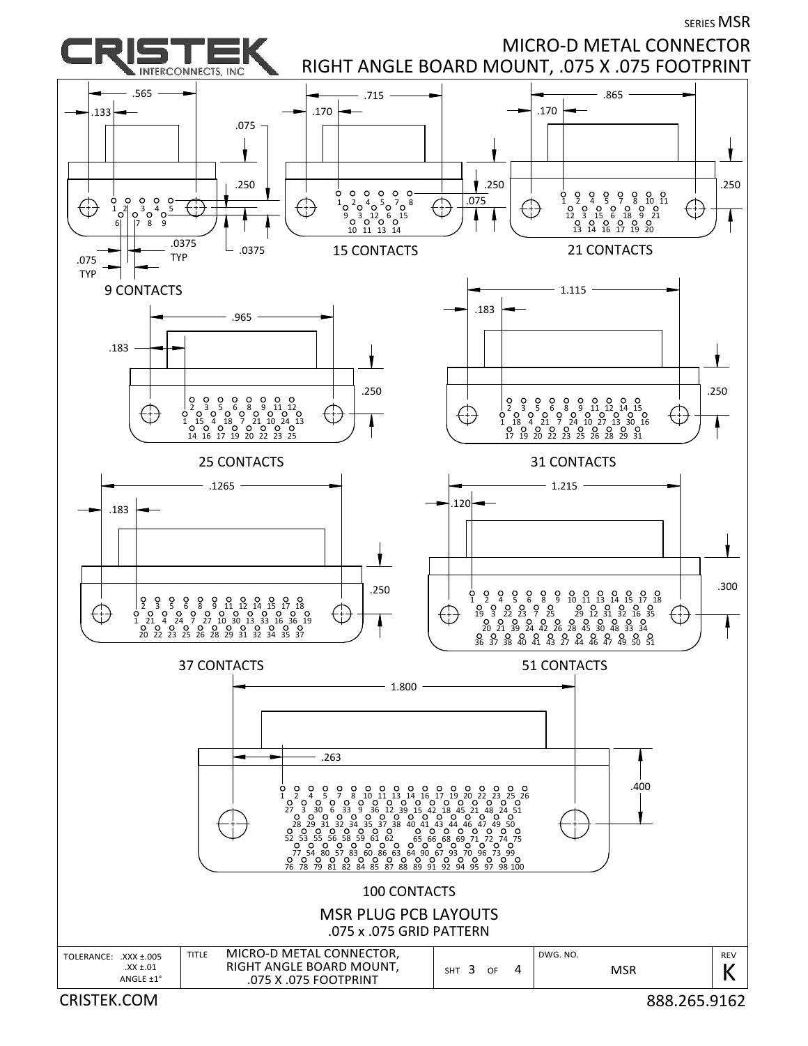SERIES MSR

# MICRO-D METAL CONNECTOR
## RIGHT ANGLE BOARD MOUNT, .075 X .075 FOOTPRINT

**9 CONTACTS**

.565, .133, .075, .250, .0375 TYP, .0375, .075 TYP

Pins: 1 2 3 4 5 / 6 7 8 9

**15 CONTACTS**

.715, .170, .250, .075

Pins: 1 2 4 5 7 8 / 9 3 12 6 15 / 10 11 13 14

**21 CONTACTS**

.865, .170, .250

Pins: 1 2 4 5 7 8 10 11 / 12 3 15 6 18 9 21 / 13 14 16 17 19 20

**25 CONTACTS**

.965, .183, .250

Pins: 2 3 5 6 8 9 11 12 / 1 15 4 18 7 21 10 24 13 / 14 16 17 19 20 22 23 25

**31 CONTACTS**

1.115, .183, .250

Pins: 2 3 5 6 8 9 11 12 14 15 / 1 18 4 21 7 24 10 27 13 30 16 / 17 19 20 22 23 25 26 28 29 31

**37 CONTACTS**

.1265, .183, .250

Pins: 2 3 5 6 8 9 11 12 14 15 17 18 / 1 21 4 24 7 27 10 30 13 33 16 36 19 / 20 22 23 25 26 28 29 31 32 34 35 37

**51 CONTACTS**

1.215, .120, .300

Pins: 1 2 4 5 6 8 9 10 11 13 14 15 17 18 / 19 3 22 23 7 25 29 12 31 32 16 35 / 20 21 39 24 42 26 28 45 30 48 33 34 / 36 37 38 40 41 43 27 44 46 47 49 50 51

**100 CONTACTS**

1.800, .263, .400

Pins: 1 2 4 5 7 8 10 11 13 14 16 17 19 20 22 23 25 26 / 27 3 30 6 33 9 36 12 39 15 42 18 45 21 48 24 51 / 28 29 31 32 34 35 37 38 40 41 43 44 46 47 49 50 / 52 53 55 56 58 59 61 62 65 66 68 69 71 72 74 75 / 77 54 80 57 83 60 86 63 64 90 67 93 70 96 73 99 / 76 78 79 81 82 84 85 87 88 89 91 92 94 95 97 98 100

## MSR PLUG PCB LAYOUTS
.075 x .075 GRID PATTERN

| TOLERANCE: .XXX ±.005 .XX ±.01 ANGLE ±1° | TITLE MICRO-D METAL CONNECTOR, RIGHT ANGLE BOARD MOUNT, .075 X .075 FOOTPRINT | SHT 3 OF 4 | DWG. NO. MSR | REV K |
|---|---|---|---|---|

CRISTEK.COM 888.265.9162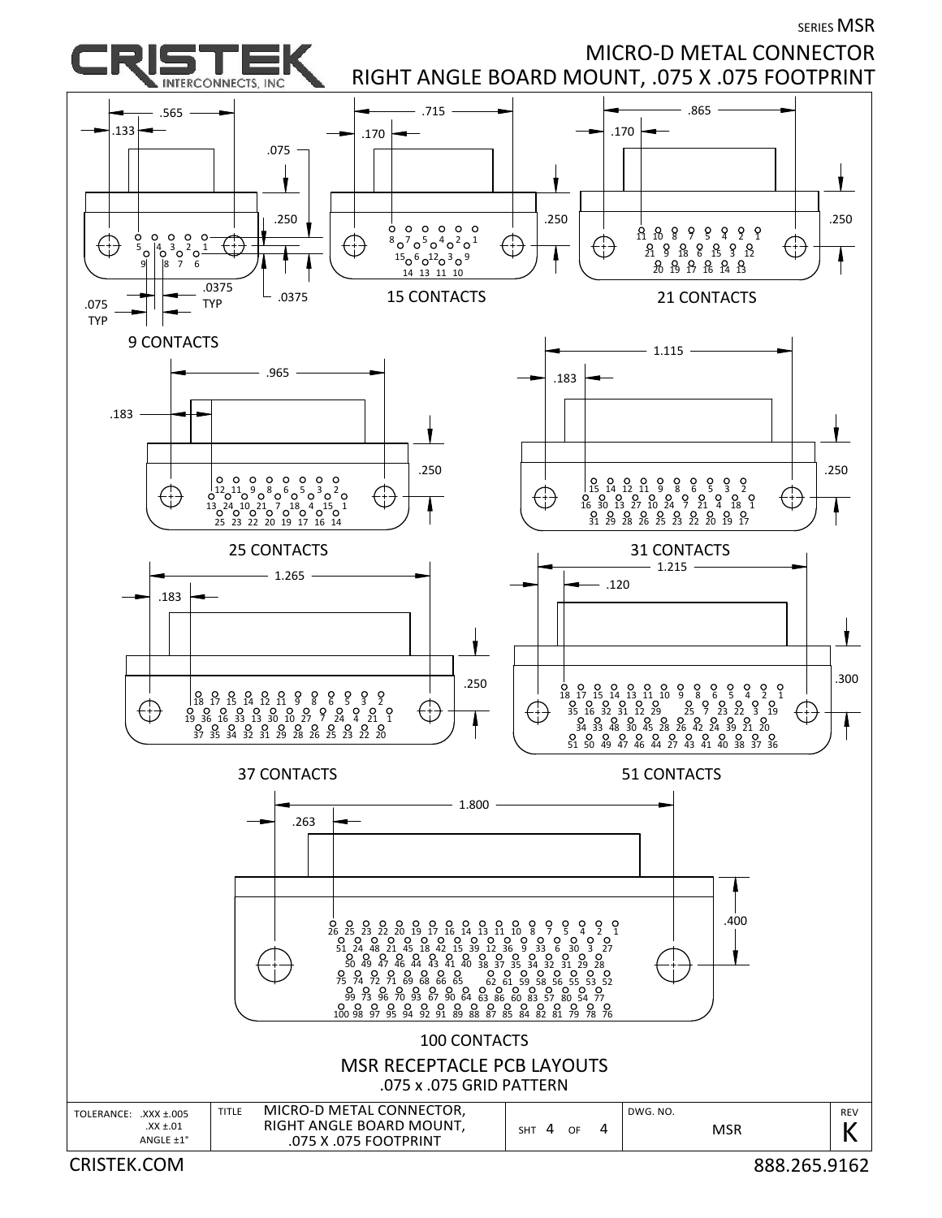SERIES MSR

# MICRO-D METAL CONNECTOR RIGHT ANGLE BOARD MOUNT, .075 X .075 FOOTPRINT

CRISTEK INTERCONNECTS, INC

.565
.133
.075
.250
.0375 TYP
.075 TYP
.0375

5 4 3 2 1
9 8 7 6

9 CONTACTS

.715
.170
.250

8 7 5 4 2 1
15 6 12 3 9
14 13 11 10

15 CONTACTS

.865
.170
.250

11 10 8 7 5 4 2 1
21 9 18 6 15 3 12
20 19 17 16 14 13

21 CONTACTS

.965
.183
.250

12 11 9 8 6 5 3 2
13 24 10 21 7 18 4 15 1
25 23 22 20 19 17 16 14

25 CONTACTS

1.115
.183
.250

15 14 12 11 9 8 6 5 3 2
16 30 13 27 10 24 7 21 4 18 1
31 29 28 26 25 23 22 20 19 17

31 CONTACTS

1.265
.183
.250

18 17 15 14 12 11 9 8 6 5 3 2
19 36 16 33 13 30 10 27 7 24 4 21 1
37 35 34 32 31 29 28 26 25 23 22 20

37 CONTACTS

1.215
.120
.300

18 17 15 14 13 11 10 9 8 6 5 4 2 1
35 16 32 31 12 29 25 7 23 22 3 19
34 33 48 30 45 28 26 42 24 39 21 20
51 50 49 47 46 44 27 43 41 40 38 37 36

51 CONTACTS

1.800
.263
.400

26 25 23 22 20 19 17 16 14 13 11 10 8 7 5 4 2 1
51 24 48 21 45 18 42 15 39 12 36 9 33 6 30 3 27
50 49 47 46 44 43 41 40 38 37 35 34 32 31 29 28
75 74 72 71 69 68 66 65 62 61 59 58 56 55 53 52
99 73 96 70 93 67 90 64 63 86 60 83 57 80 54 77
100 98 97 95 94 92 91 89 88 87 85 84 82 81 79 78 76

100 CONTACTS

## MSR RECEPTACLE PCB LAYOUTS

.075 x .075 GRID PATTERN

| TOLERANCE: .XXX ±.005 .XX ±.01 ANGLE ±1° | TITLE: MICRO-D METAL CONNECTOR, RIGHT ANGLE BOARD MOUNT, .075 X .075 FOOTPRINT | SHT 4 OF 4 | DWG. NO. MSR | REV K |
|---|---|---|---|---|

CRISTEK.COM    888.265.9162